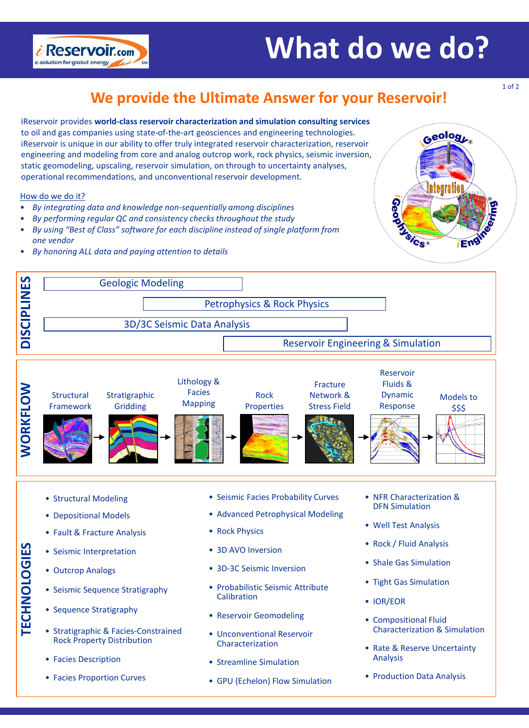# What do we do?

## We provide the Ultimate Answer for your Reservoir!

iReservoir provides **world-class reservoir characterization and simulation consulting services** to oil and gas companies using state-of-the-art geosciences and engineering technologies. iReservoir is unique in our ability to offer truly integrated reservoir characterization, reservoir engineering and modeling from core and analog outcrop work, rock physics, seismic inversion, static geomodeling, upscaling, reservoir simulation, on through to uncertainty analyses, operational recommendations, and unconventional reservoir development.

How do we do it?

- *By integrating data and knowledge non-sequentially among disciplines*
- *By performing regular QC and consistency checks throughout the study*
- *By using "Best of Class" software for each discipline instead of single platform from one vendor*
- *By honoring ALL data and paying attention to details*

### DISCIPLINES

- Geologic Modeling
- Petrophysics & Rock Physics
- 3D/3C Seismic Data Analysis
- Reservoir Engineering & Simulation

### WORKFLOW

Structural Framework → Stratigraphic Gridding → Lithology & Facies Mapping → Rock Properties → Fracture Network & Stress Field → Reservoir Fluids & Dynamic Response → Models to $$$

### TECHNOLOGIES

- Structural Modeling
- Depositional Models
- Fault & Fracture Analysis
- Seismic Interpretation
- Outcrop Analogs
- Seismic Sequence Stratigraphy
- Sequence Stratigraphy
- Stratigraphic & Facies-Constrained Rock Property Distribution
- Facies Description
- Facies Proportion Curves
- Seismic Facies Probability Curves
- Advanced Petrophysical Modeling
- Rock Physics
- 3D AVO Inversion
- 3D-3C Seismic Inversion
- Probabilistic Seismic Attribute Calibration
- Reservoir Geomodeling
- Unconventional Reservoir Characterization
- Streamline Simulation
- GPU (Echelon) Flow Simulation
- NFR Characterization & DFN Simulation
- Well Test Analysis
- Rock / Fluid Analysis
- Shale Gas Simulation
- Tight Gas Simulation
- IOR/EOR
- Compositional Fluid Characterization & Simulation
- Rate & Reserve Uncertainty Analysis
- Production Data Analysis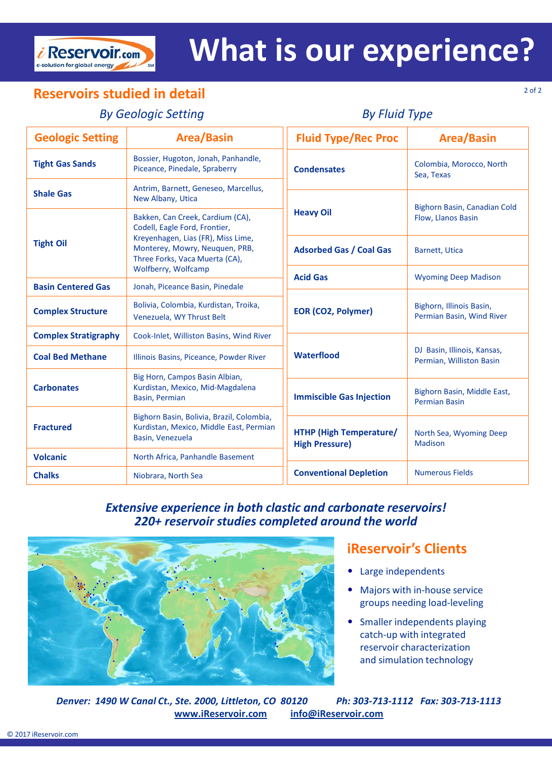# What is our experience?

## Reservoirs studied in detail

### *By Geologic Setting*

| Geologic Setting | Area/Basin |
|---|---|
| **Tight Gas Sands** | Bossier, Hugoton, Jonah, Panhandle, Piceance, Pinedale, Spraberry |
| **Shale Gas** | Antrim, Barnett, Geneseo, Marcellus, New Albany, Utica |
| **Tight Oil** | Bakken, Can Creek, Cardium (CA), Codell, Eagle Ford, Frontier, Kreyenhagen, Lias (FR), Miss Lime, Monterey, Mowry, Neuquen, PRB, Three Forks, Vaca Muerta (CA), Wolfberry, Wolfcamp |
| **Basin Centered Gas** | Jonah, Piceance Basin, Pinedale |
| **Complex Structure** | Bolivia, Colombia, Kurdistan, Troika, Venezuela, WY Thrust Belt |
| **Complex Stratigraphy** | Cook-Inlet, Williston Basins, Wind River |
| **Coal Bed Methane** | Illinois Basins, Piceance, Powder River |
| **Carbonates** | Big Horn, Campos Basin Albian, Kurdistan, Mexico, Mid-Magdalena Basin, Permian |
| **Fractured** | Bighorn Basin, Bolivia, Brazil, Colombia, Kurdistan, Mexico, Middle East, Permian Basin, Venezuela |
| **Volcanic** | North Africa, Panhandle Basement |
| **Chalks** | Niobrara, North Sea |

### *By Fluid Type*

| Fluid Type/Rec Proc | Area/Basin |
|---|---|
| **Condensates** | Colombia, Morocco, North Sea, Texas |
| **Heavy Oil** | Bighorn Basin, Canadian Cold Flow, Llanos Basin |
| **Adsorbed Gas / Coal Gas** | Barnett, Utica |
| **Acid Gas** | Wyoming Deep Madison |
| **EOR (CO2, Polymer)** | Bighorn, Illinois Basin, Permian Basin, Wind River |
| **Waterflood** | DJ Basin, Illinois, Kansas, Permian, Williston Basin |
| **Immiscible Gas Injection** | Bighorn Basin, Middle East, Permian Basin |
| **HTHP (High Temperature/ High Pressure)** | North Sea, Wyoming Deep Madison |
| **Conventional Depletion** | Numerous Fields |

***Extensive experience in both clastic and carbonate reservoirs!***
***220+ reservoir studies completed around the world***

## iReservoir's Clients

- Large independents
- Majors with in-house service groups needing load-leveling
- Smaller independents playing catch-up with integrated reservoir characterization and simulation technology

***Denver: 1490 W Canal Ct., Ste. 2000, Littleton, CO 80120*** ***Ph: 303-713-1112 Fax: 303-713-1113***

**www.iReservoir.com** **info@iReservoir.com**

© 2017 iReservoir.com